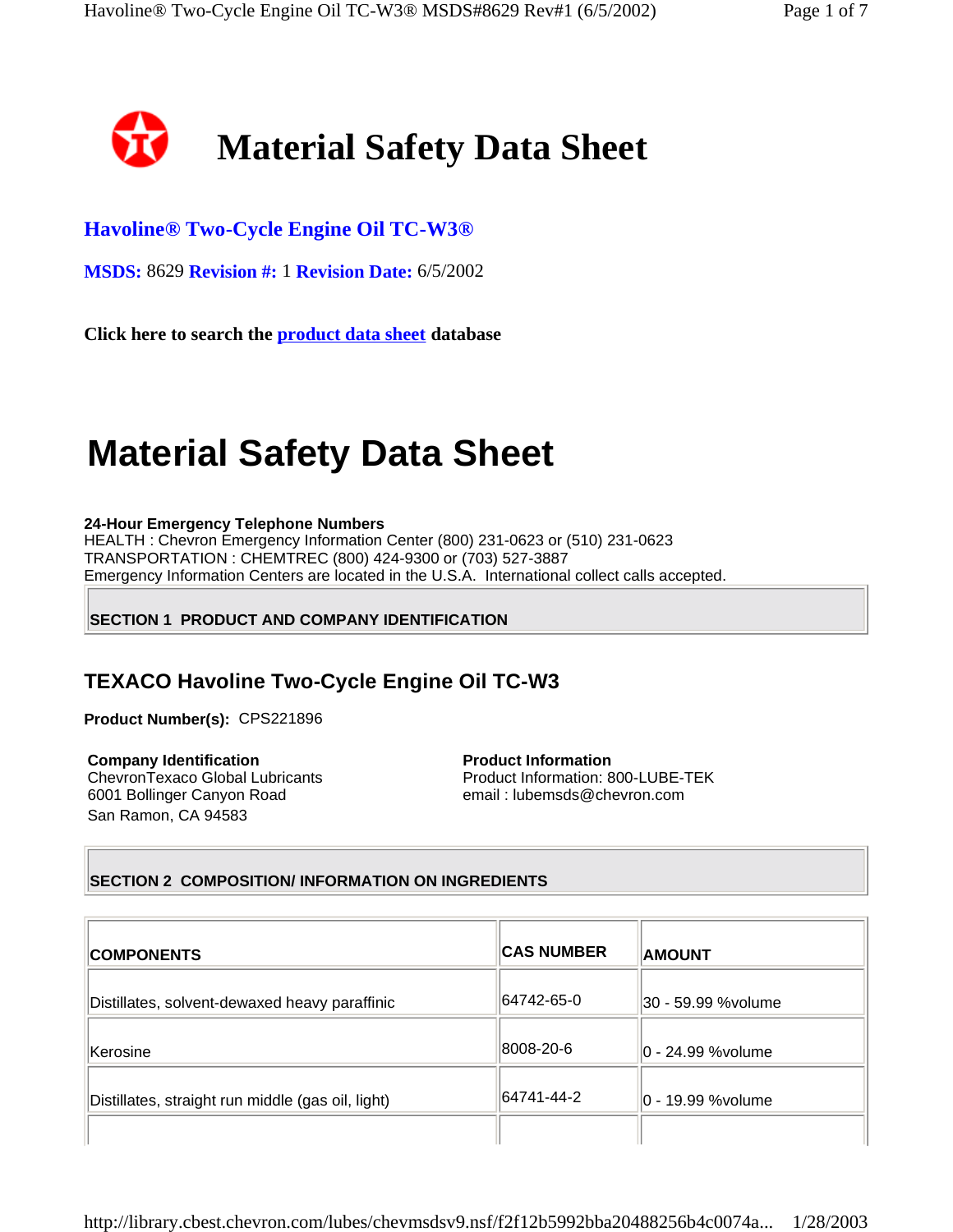# Material Safety Data Sheet

**Havoline® Two-Cycle Engine Oil TC-W3®**

**MSDS:** 8629 **Revision #:** 1 **Revision Date:** 6/5/2002

**Click here to search the product data sheet database**

# Material Safety Data Sheet

**24-Hour Emergency Telephone Numbers**
HEALTH : Chevron Emergency Information Center (800) 231-0623 or (510) 231-0623
TRANSPORTATION : CHEMTREC (800) 424-9300 or (703) 527-3887
Emergency Information Centers are located in the U.S.A. International collect calls accepted.

## SECTION 1 PRODUCT AND COMPANY IDENTIFICATION

### TEXACO Havoline Two-Cycle Engine Oil TC-W3

**Product Number(s):** CPS221896

**Company Identification**
ChevronTexaco Global Lubricants
6001 Bollinger Canyon Road
San Ramon, CA 94583

**Product Information**
Product Information: 800-LUBE-TEK
email : lubemsds@chevron.com

## SECTION 2 COMPOSITION/ INFORMATION ON INGREDIENTS

| COMPONENTS | CAS NUMBER | AMOUNT |
|---|---|---|
| Distillates, solvent-dewaxed heavy paraffinic | 64742-65-0 | 30 - 59.99 %volume |
| Kerosine | 8008-20-6 | 0 - 24.99 %volume |
| Distillates, straight run middle (gas oil, light) | 64741-44-2 | 0 - 19.99 %volume |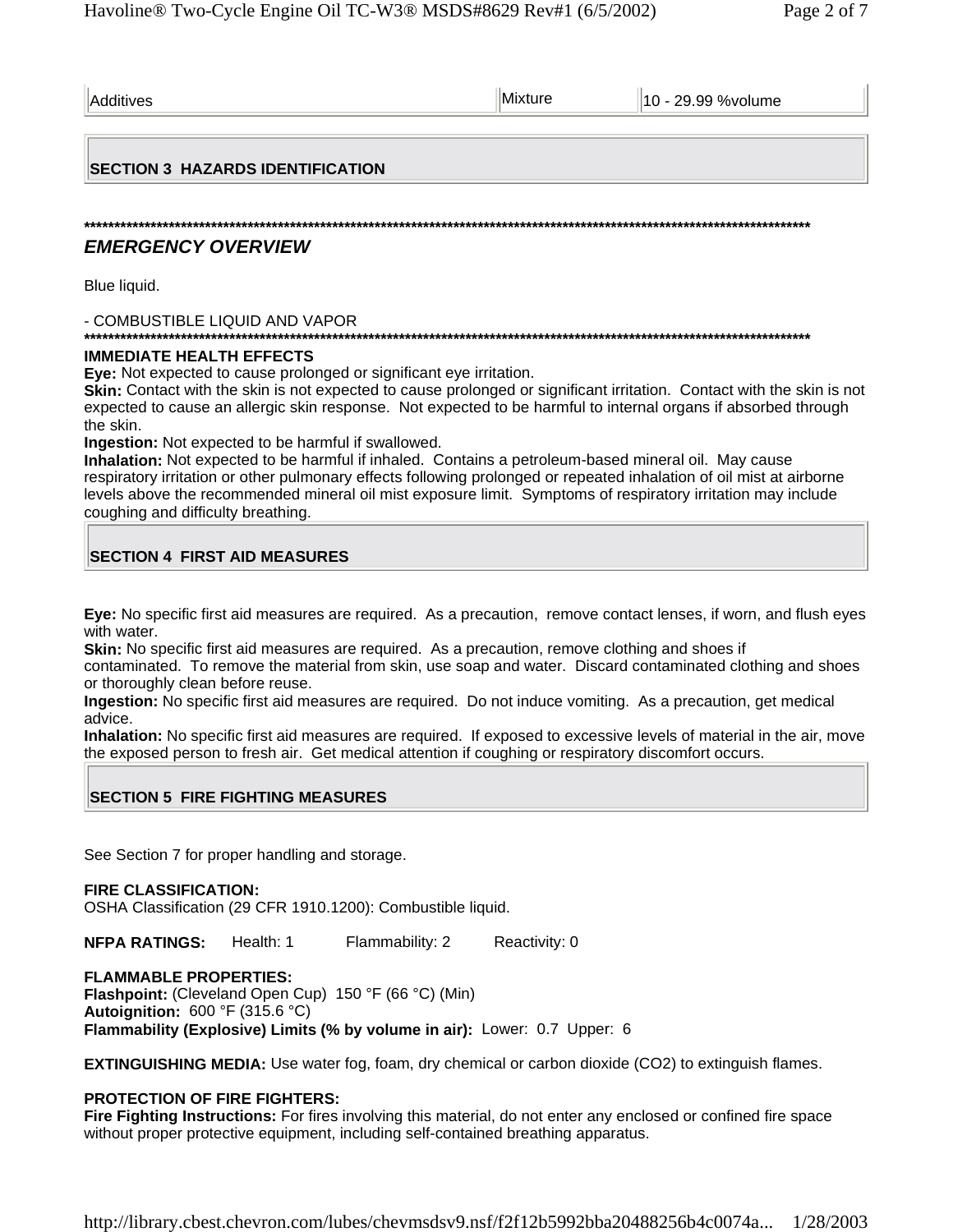| Additives | Mixture | 10 - 29.99 %volume |
|---|---|---|

## SECTION 3 HAZARDS IDENTIFICATION

******************************************************************************************************************************

### *EMERGENCY OVERVIEW*

Blue liquid.

- COMBUSTIBLE LIQUID AND VAPOR

******************************************************************************************************************************

**IMMEDIATE HEALTH EFFECTS**

**Eye:** Not expected to cause prolonged or significant eye irritation.

**Skin:** Contact with the skin is not expected to cause prolonged or significant irritation. Contact with the skin is not expected to cause an allergic skin response. Not expected to be harmful to internal organs if absorbed through the skin.

**Ingestion:** Not expected to be harmful if swallowed.

**Inhalation:** Not expected to be harmful if inhaled. Contains a petroleum-based mineral oil. May cause respiratory irritation or other pulmonary effects following prolonged or repeated inhalation of oil mist at airborne levels above the recommended mineral oil mist exposure limit. Symptoms of respiratory irritation may include coughing and difficulty breathing.

## SECTION 4 FIRST AID MEASURES

**Eye:** No specific first aid measures are required. As a precaution, remove contact lenses, if worn, and flush eyes with water.

**Skin:** No specific first aid measures are required. As a precaution, remove clothing and shoes if contaminated. To remove the material from skin, use soap and water. Discard contaminated clothing and shoes or thoroughly clean before reuse.

**Ingestion:** No specific first aid measures are required. Do not induce vomiting. As a precaution, get medical advice.

**Inhalation:** No specific first aid measures are required. If exposed to excessive levels of material in the air, move the exposed person to fresh air. Get medical attention if coughing or respiratory discomfort occurs.

## SECTION 5 FIRE FIGHTING MEASURES

See Section 7 for proper handling and storage.

**FIRE CLASSIFICATION:**
OSHA Classification (29 CFR 1910.1200): Combustible liquid.

**NFPA RATINGS:** Health: 1 Flammability: 2 Reactivity: 0

**FLAMMABLE PROPERTIES:**
**Flashpoint:** (Cleveland Open Cup) 150 °F (66 °C) (Min)
**Autoignition:** 600 °F (315.6 °C)
**Flammability (Explosive) Limits (% by volume in air):** Lower: 0.7 Upper: 6

**EXTINGUISHING MEDIA:** Use water fog, foam, dry chemical or carbon dioxide ($CO_2$) to extinguish flames.

**PROTECTION OF FIRE FIGHTERS:**
**Fire Fighting Instructions:** For fires involving this material, do not enter any enclosed or confined fire space without proper protective equipment, including self-contained breathing apparatus.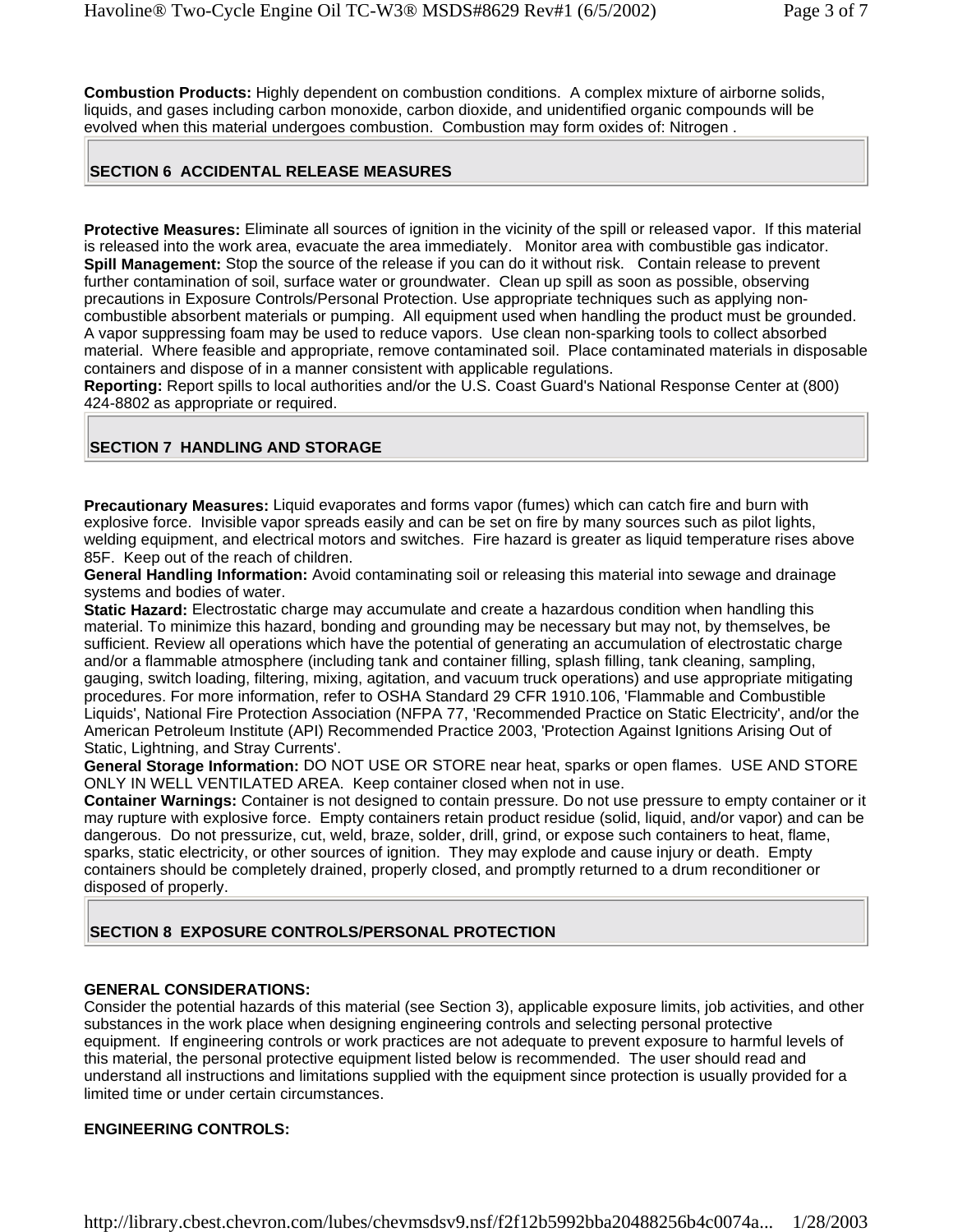**Combustion Products:** Highly dependent on combustion conditions. A complex mixture of airborne solids, liquids, and gases including carbon monoxide, carbon dioxide, and unidentified organic compounds will be evolved when this material undergoes combustion. Combustion may form oxides of: Nitrogen .

## SECTION 6 ACCIDENTAL RELEASE MEASURES

**Protective Measures:** Eliminate all sources of ignition in the vicinity of the spill or released vapor. If this material is released into the work area, evacuate the area immediately. Monitor area with combustible gas indicator.
**Spill Management:** Stop the source of the release if you can do it without risk. Contain release to prevent further contamination of soil, surface water or groundwater. Clean up spill as soon as possible, observing precautions in Exposure Controls/Personal Protection. Use appropriate techniques such as applying non-combustible absorbent materials or pumping. All equipment used when handling the product must be grounded. A vapor suppressing foam may be used to reduce vapors. Use clean non-sparking tools to collect absorbed material. Where feasible and appropriate, remove contaminated soil. Place contaminated materials in disposable containers and dispose of in a manner consistent with applicable regulations.
**Reporting:** Report spills to local authorities and/or the U.S. Coast Guard's National Response Center at (800) 424-8802 as appropriate or required.

## SECTION 7 HANDLING AND STORAGE

**Precautionary Measures:** Liquid evaporates and forms vapor (fumes) which can catch fire and burn with explosive force. Invisible vapor spreads easily and can be set on fire by many sources such as pilot lights, welding equipment, and electrical motors and switches. Fire hazard is greater as liquid temperature rises above 85F. Keep out of the reach of children.
**General Handling Information:** Avoid contaminating soil or releasing this material into sewage and drainage systems and bodies of water.
**Static Hazard:** Electrostatic charge may accumulate and create a hazardous condition when handling this material. To minimize this hazard, bonding and grounding may be necessary but may not, by themselves, be sufficient. Review all operations which have the potential of generating an accumulation of electrostatic charge and/or a flammable atmosphere (including tank and container filling, splash filling, tank cleaning, sampling, gauging, switch loading, filtering, mixing, agitation, and vacuum truck operations) and use appropriate mitigating procedures. For more information, refer to OSHA Standard 29 CFR 1910.106, 'Flammable and Combustible Liquids', National Fire Protection Association (NFPA 77, 'Recommended Practice on Static Electricity', and/or the American Petroleum Institute (API) Recommended Practice 2003, 'Protection Against Ignitions Arising Out of Static, Lightning, and Stray Currents'.
**General Storage Information:** DO NOT USE OR STORE near heat, sparks or open flames. USE AND STORE ONLY IN WELL VENTILATED AREA. Keep container closed when not in use.
**Container Warnings:** Container is not designed to contain pressure. Do not use pressure to empty container or it may rupture with explosive force. Empty containers retain product residue (solid, liquid, and/or vapor) and can be dangerous. Do not pressurize, cut, weld, braze, solder, drill, grind, or expose such containers to heat, flame, sparks, static electricity, or other sources of ignition. They may explode and cause injury or death. Empty containers should be completely drained, properly closed, and promptly returned to a drum reconditioner or disposed of properly.

## SECTION 8 EXPOSURE CONTROLS/PERSONAL PROTECTION

**GENERAL CONSIDERATIONS:**
Consider the potential hazards of this material (see Section 3), applicable exposure limits, job activities, and other substances in the work place when designing engineering controls and selecting personal protective equipment. If engineering controls or work practices are not adequate to prevent exposure to harmful levels of this material, the personal protective equipment listed below is recommended. The user should read and understand all instructions and limitations supplied with the equipment since protection is usually provided for a limited time or under certain circumstances.

**ENGINEERING CONTROLS:**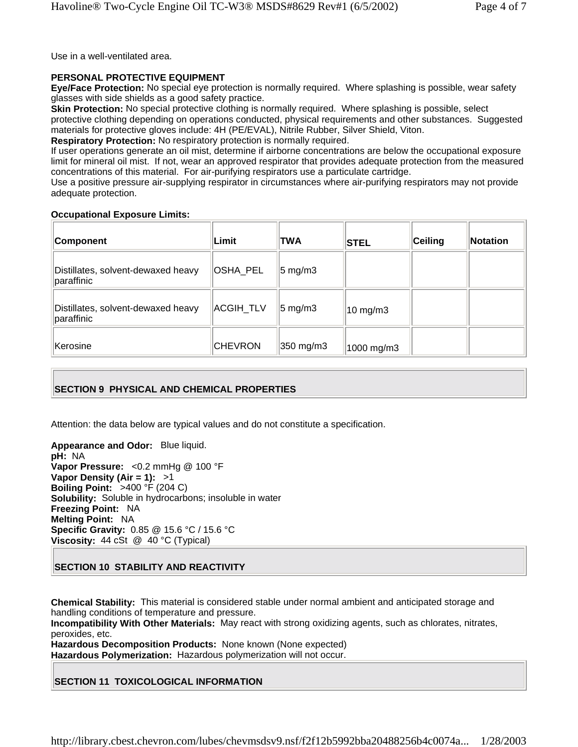Use in a well-ventilated area.

**PERSONAL PROTECTIVE EQUIPMENT**

**Eye/Face Protection:** No special eye protection is normally required. Where splashing is possible, wear safety glasses with side shields as a good safety practice.

**Skin Protection:** No special protective clothing is normally required. Where splashing is possible, select protective clothing depending on operations conducted, physical requirements and other substances. Suggested materials for protective gloves include: 4H (PE/EVAL), Nitrile Rubber, Silver Shield, Viton.

**Respiratory Protection:** No respiratory protection is normally required.

If user operations generate an oil mist, determine if airborne concentrations are below the occupational exposure limit for mineral oil mist. If not, wear an approved respirator that provides adequate protection from the measured concentrations of this material. For air-purifying respirators use a particulate cartridge.

Use a positive pressure air-supplying respirator in circumstances where air-purifying respirators may not provide adequate protection.

**Occupational Exposure Limits:**

| Component | Limit | TWA | STEL | Ceiling | Notation |
|---|---|---|---|---|---|
| Distillates, solvent-dewaxed heavy paraffinic | OSHA_PEL | 5 mg/m3 | | | |
| Distillates, solvent-dewaxed heavy paraffinic | ACGIH_TLV | 5 mg/m3 | 10 mg/m3 | | |
| Kerosine | CHEVRON | 350 mg/m3 | 1000 mg/m3 | | |

## SECTION 9 PHYSICAL AND CHEMICAL PROPERTIES

Attention: the data below are typical values and do not constitute a specification.

**Appearance and Odor:** Blue liquid.
**pH:** NA
**Vapor Pressure:** <0.2 mmHg @ 100 °F
**Vapor Density (Air = 1):** >1
**Boiling Point:** >400 °F (204 C)
**Solubility:** Soluble in hydrocarbons; insoluble in water
**Freezing Point:** NA
**Melting Point:** NA
**Specific Gravity:** 0.85 @ 15.6 °C / 15.6 °C
**Viscosity:** 44 cSt @ 40 °C (Typical)

## SECTION 10 STABILITY AND REACTIVITY

**Chemical Stability:** This material is considered stable under normal ambient and anticipated storage and handling conditions of temperature and pressure.
**Incompatibility With Other Materials:** May react with strong oxidizing agents, such as chlorates, nitrates, peroxides, etc.
**Hazardous Decomposition Products:** None known (None expected)
**Hazardous Polymerization:** Hazardous polymerization will not occur.

## SECTION 11 TOXICOLOGICAL INFORMATION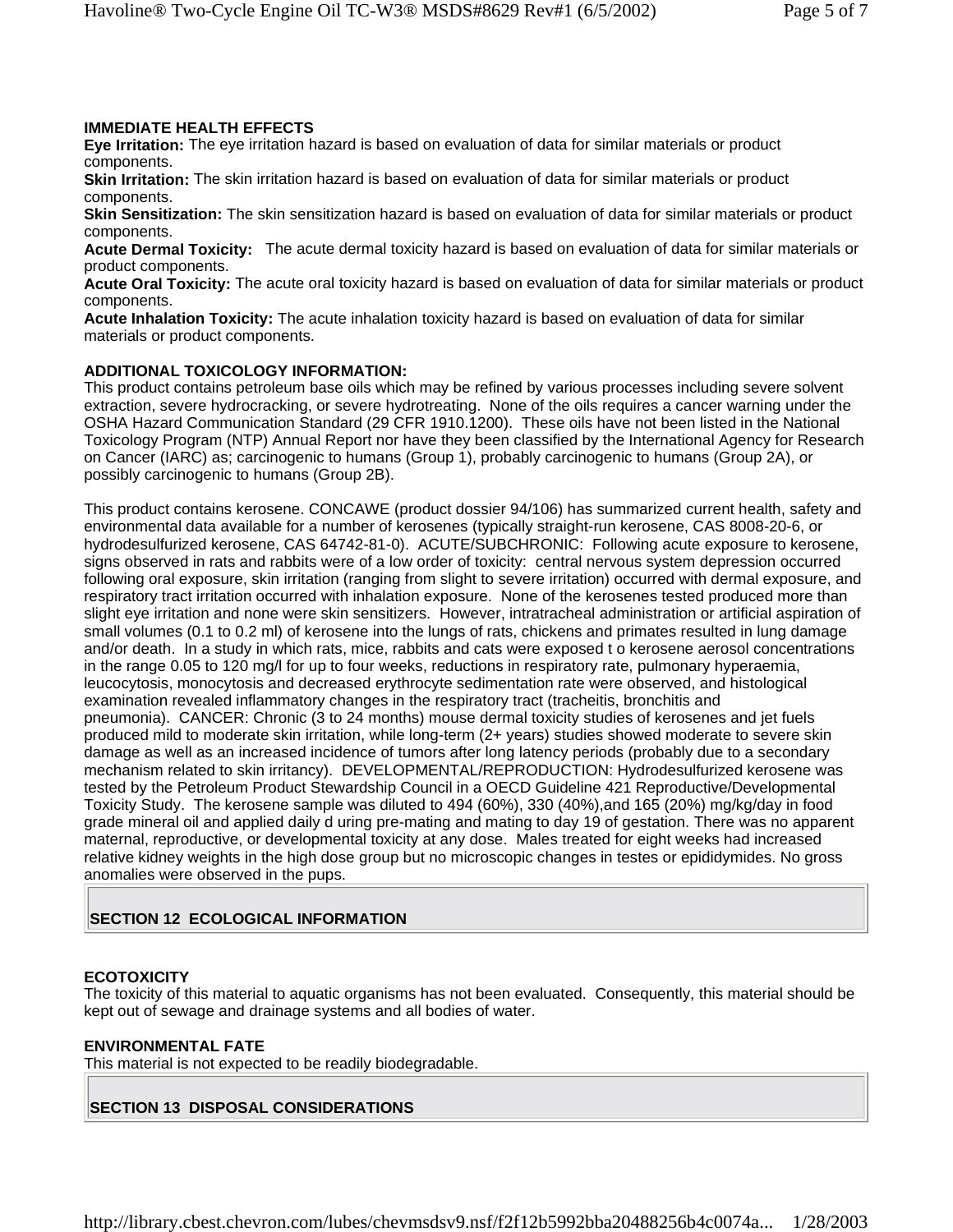### IMMEDIATE HEALTH EFFECTS

**Eye Irritation:** The eye irritation hazard is based on evaluation of data for similar materials or product components.

**Skin Irritation:** The skin irritation hazard is based on evaluation of data for similar materials or product components.

**Skin Sensitization:** The skin sensitization hazard is based on evaluation of data for similar materials or product components.

**Acute Dermal Toxicity:** The acute dermal toxicity hazard is based on evaluation of data for similar materials or product components.

**Acute Oral Toxicity:** The acute oral toxicity hazard is based on evaluation of data for similar materials or product components.

**Acute Inhalation Toxicity:** The acute inhalation toxicity hazard is based on evaluation of data for similar materials or product components.

### ADDITIONAL TOXICOLOGY INFORMATION:

This product contains petroleum base oils which may be refined by various processes including severe solvent extraction, severe hydrocracking, or severe hydrotreating. None of the oils requires a cancer warning under the OSHA Hazard Communication Standard (29 CFR 1910.1200). These oils have not been listed in the National Toxicology Program (NTP) Annual Report nor have they been classified by the International Agency for Research on Cancer (IARC) as; carcinogenic to humans (Group 1), probably carcinogenic to humans (Group 2A), or possibly carcinogenic to humans (Group 2B).

This product contains kerosene. CONCAWE (product dossier 94/106) has summarized current health, safety and environmental data available for a number of kerosenes (typically straight-run kerosene, CAS 8008-20-6, or hydrodesulfurized kerosene, CAS 64742-81-0). ACUTE/SUBCHRONIC: Following acute exposure to kerosene, signs observed in rats and rabbits were of a low order of toxicity: central nervous system depression occurred following oral exposure, skin irritation (ranging from slight to severe irritation) occurred with dermal exposure, and respiratory tract irritation occurred with inhalation exposure. None of the kerosenes tested produced more than slight eye irritation and none were skin sensitizers. However, intratracheal administration or artificial aspiration of small volumes (0.1 to 0.2 ml) of kerosene into the lungs of rats, chickens and primates resulted in lung damage and/or death. In a study in which rats, mice, rabbits and cats were exposed t o kerosene aerosol concentrations in the range 0.05 to 120 mg/l for up to four weeks, reductions in respiratory rate, pulmonary hyperaemia, leucocytosis, monocytosis and decreased erythrocyte sedimentation rate were observed, and histological examination revealed inflammatory changes in the respiratory tract (tracheitis, bronchitis and pneumonia). CANCER: Chronic (3 to 24 months) mouse dermal toxicity studies of kerosenes and jet fuels produced mild to moderate skin irritation, while long-term (2+ years) studies showed moderate to severe skin damage as well as an increased incidence of tumors after long latency periods (probably due to a secondary mechanism related to skin irritancy). DEVELOPMENTAL/REPRODUCTION: Hydrodesulfurized kerosene was tested by the Petroleum Product Stewardship Council in a OECD Guideline 421 Reproductive/Developmental Toxicity Study. The kerosene sample was diluted to 494 (60%), 330 (40%),and 165 (20%) mg/kg/day in food grade mineral oil and applied daily d uring pre-mating and mating to day 19 of gestation. There was no apparent maternal, reproductive, or developmental toxicity at any dose. Males treated for eight weeks had increased relative kidney weights in the high dose group but no microscopic changes in testes or epididymides. No gross anomalies were observed in the pups.

## SECTION 12 ECOLOGICAL INFORMATION

### ECOTOXICITY

The toxicity of this material to aquatic organisms has not been evaluated. Consequently, this material should be kept out of sewage and drainage systems and all bodies of water.

### ENVIRONMENTAL FATE

This material is not expected to be readily biodegradable.

## SECTION 13 DISPOSAL CONSIDERATIONS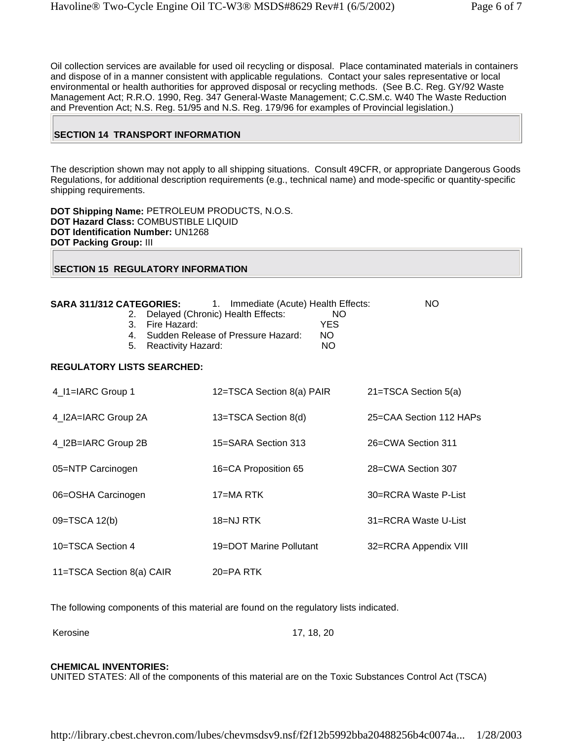Oil collection services are available for used oil recycling or disposal. Place contaminated materials in containers and dispose of in a manner consistent with applicable regulations. Contact your sales representative or local environmental or health authorities for approved disposal or recycling methods. (See B.C. Reg. GY/92 Waste Management Act; R.R.O. 1990, Reg. 347 General-Waste Management; C.C.SM.c. W40 The Waste Reduction and Prevention Act; N.S. Reg. 51/95 and N.S. Reg. 179/96 for examples of Provincial legislation.)

## SECTION 14 TRANSPORT INFORMATION

The description shown may not apply to all shipping situations. Consult 49CFR, or appropriate Dangerous Goods Regulations, for additional description requirements (e.g., technical name) and mode-specific or quantity-specific shipping requirements.

**DOT Shipping Name:** PETROLEUM PRODUCTS, N.O.S.
**DOT Hazard Class:** COMBUSTIBLE LIQUID
**DOT Identification Number:** UN1268
**DOT Packing Group:** III

## SECTION 15 REGULATORY INFORMATION

**SARA 311/312 CATEGORIES:**

1. Immediate (Acute) Health Effects: NO
2. Delayed (Chronic) Health Effects: NO
3. Fire Hazard: YES
4. Sudden Release of Pressure Hazard: NO
5. Reactivity Hazard: NO

**REGULATORY LISTS SEARCHED:**

| | | |
|---|---|---|
| 4_I1=IARC Group 1 | 12=TSCA Section 8(a) PAIR | 21=TSCA Section 5(a) |
| 4_I2A=IARC Group 2A | 13=TSCA Section 8(d) | 25=CAA Section 112 HAPs |
| 4_I2B=IARC Group 2B | 15=SARA Section 313 | 26=CWA Section 311 |
| 05=NTP Carcinogen | 16=CA Proposition 65 | 28=CWA Section 307 |
| 06=OSHA Carcinogen | 17=MA RTK | 30=RCRA Waste P-List |
| 09=TSCA 12(b) | 18=NJ RTK | 31=RCRA Waste U-List |
| 10=TSCA Section 4 | 19=DOT Marine Pollutant | 32=RCRA Appendix VIII |
| 11=TSCA Section 8(a) CAIR | 20=PA RTK | |

The following components of this material are found on the regulatory lists indicated.

| | |
|---|---|
| Kerosine | 17, 18, 20 |

**CHEMICAL INVENTORIES:**
UNITED STATES: All of the components of this material are on the Toxic Substances Control Act (TSCA)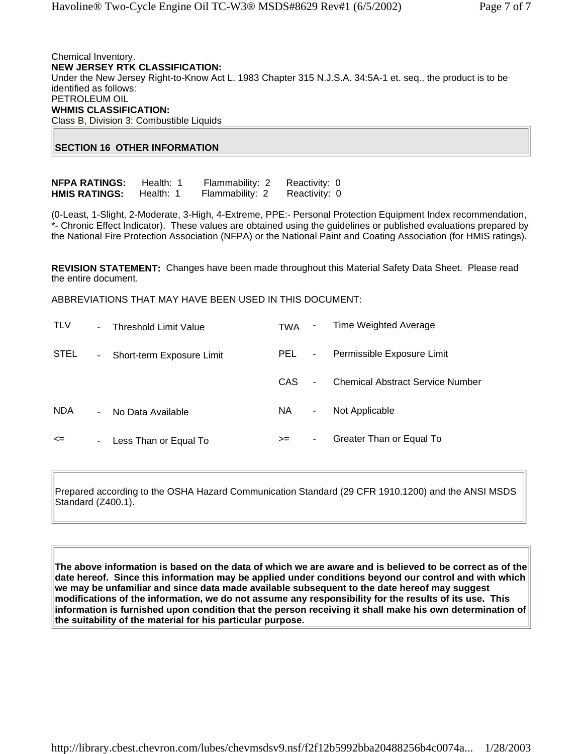Chemical Inventory.

**NEW JERSEY RTK CLASSIFICATION:**

Under the New Jersey Right-to-Know Act L. 1983 Chapter 315 N.J.S.A. 34:5A-1 et. seq., the product is to be identified as follows:

PETROLEUM OIL

**WHMIS CLASSIFICATION:**

Class B, Division 3: Combustible Liquids

## SECTION 16 OTHER INFORMATION

| | | | |
|---|---|---|---|
| **NFPA RATINGS:** | Health: 1 | Flammability: 2 | Reactivity: 0 |
| **HMIS RATINGS:** | Health: 1 | Flammability: 2 | Reactivity: 0 |

(0-Least, 1-Slight, 2-Moderate, 3-High, 4-Extreme, PPE:- Personal Protection Equipment Index recommendation, *- Chronic Effect Indicator). These values are obtained using the guidelines or published evaluations prepared by the National Fire Protection Association (NFPA) or the National Paint and Coating Association (for HMIS ratings).

**REVISION STATEMENT:** Changes have been made throughout this Material Safety Data Sheet. Please read the entire document.

ABBREVIATIONS THAT MAY HAVE BEEN USED IN THIS DOCUMENT:

| | | | | | |
|---|---|---|---|---|---|
| TLV | - | Threshold Limit Value | TWA | - | Time Weighted Average |
| STEL | - | Short-term Exposure Limit | PEL | - | Permissible Exposure Limit |
| | | | CAS | - | Chemical Abstract Service Number |
| NDA | - | No Data Available | NA | - | Not Applicable |
| <= | - | Less Than or Equal To | >= | - | Greater Than or Equal To |

Prepared according to the OSHA Hazard Communication Standard (29 CFR 1910.1200) and the ANSI MSDS Standard (Z400.1).

**The above information is based on the data of which we are aware and is believed to be correct as of the date hereof. Since this information may be applied under conditions beyond our control and with which we may be unfamiliar and since data made available subsequent to the date hereof may suggest modifications of the information, we do not assume any responsibility for the results of its use. This information is furnished upon condition that the person receiving it shall make his own determination of the suitability of the material for his particular purpose.**